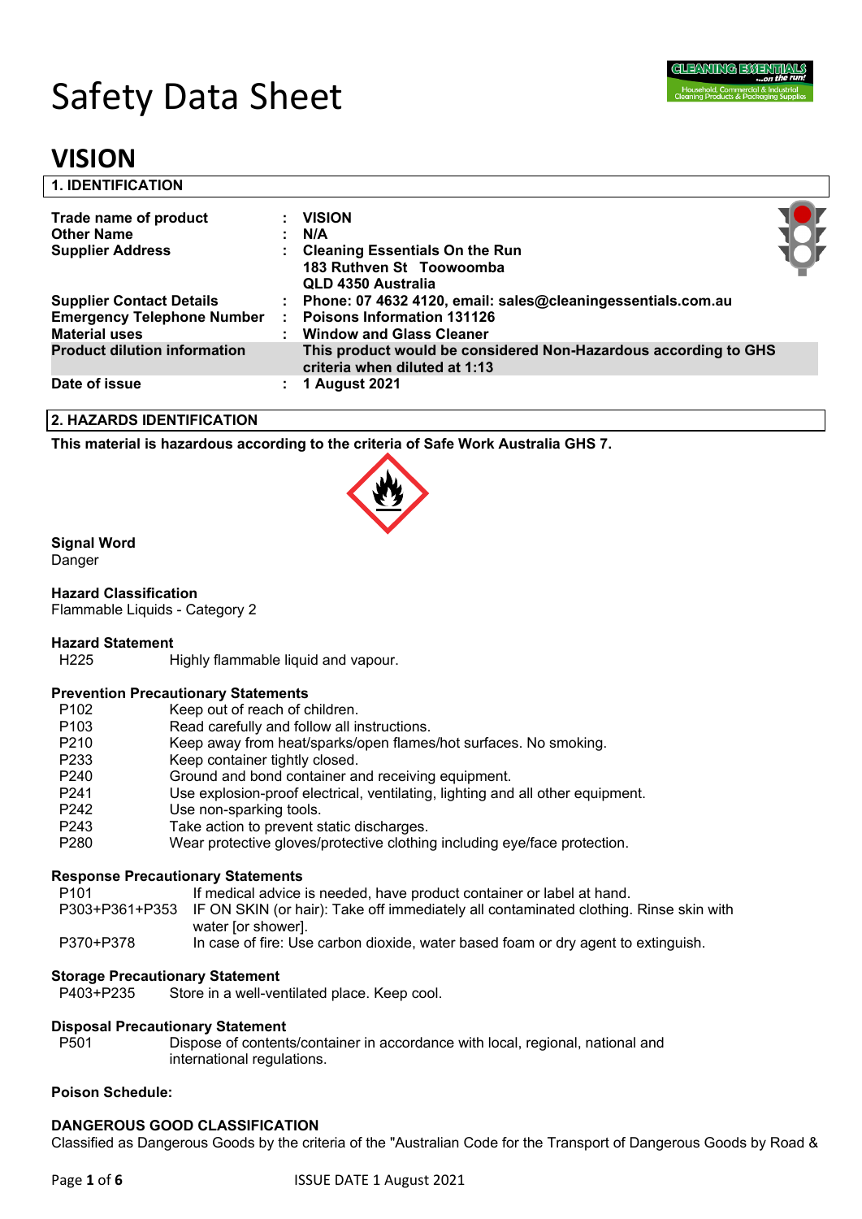# Safety Data Sheet

# VISION

## 1. IDENTIFICATION

| | | |
|---|---|---|
| **Trade name of product** | : | **VISION** |
| **Other Name** | : | **N/A** |
| **Supplier Address** | : | **Cleaning Essentials On the Run**<br>**183 Ruthven St Toowoomba**<br>**QLD 4350 Australia** |
| **Supplier Contact Details** | : | **Phone: 07 4632 4120, email: sales@cleaningessentials.com.au** |
| **Emergency Telephone Number** | : | **Poisons Information 131126** |
| **Material uses** | : | **Window and Glass Cleaner** |
| **Product dilution information** | | **This product would be considered Non-Hazardous according to GHS criteria when diluted at 1:13** |
| **Date of issue** | : | **1 August 2021** |

## 2. HAZARDS IDENTIFICATION

**This material is hazardous according to the criteria of Safe Work Australia GHS 7.**

**Signal Word**

Danger

**Hazard Classification**

Flammable Liquids - Category 2

**Hazard Statement**

| | |
|---|---|
| H225 | Highly flammable liquid and vapour. |

**Prevention Precautionary Statements**

| | |
|---|---|
| P102 | Keep out of reach of children. |
| P103 | Read carefully and follow all instructions. |
| P210 | Keep away from heat/sparks/open flames/hot surfaces. No smoking. |
| P233 | Keep container tightly closed. |
| P240 | Ground and bond container and receiving equipment. |
| P241 | Use explosion-proof electrical, ventilating, lighting and all other equipment. |
| P242 | Use non-sparking tools. |
| P243 | Take action to prevent static discharges. |
| P280 | Wear protective gloves/protective clothing including eye/face protection. |

**Response Precautionary Statements**

| | |
|---|---|
| P101 | If medical advice is needed, have product container or label at hand. |
| P303+P361+P353 | IF ON SKIN (or hair): Take off immediately all contaminated clothing. Rinse skin with water [or shower]. |
| P370+P378 | In case of fire: Use carbon dioxide, water based foam or dry agent to extinguish. |

**Storage Precautionary Statement**

| | |
|---|---|
| P403+P235 | Store in a well-ventilated place. Keep cool. |

**Disposal Precautionary Statement**

| | |
|---|---|
| P501 | Dispose of contents/container in accordance with local, regional, national and international regulations. |

**Poison Schedule:**

**DANGEROUS GOOD CLASSIFICATION**

Classified as Dangerous Goods by the criteria of the "Australian Code for the Transport of Dangerous Goods by Road &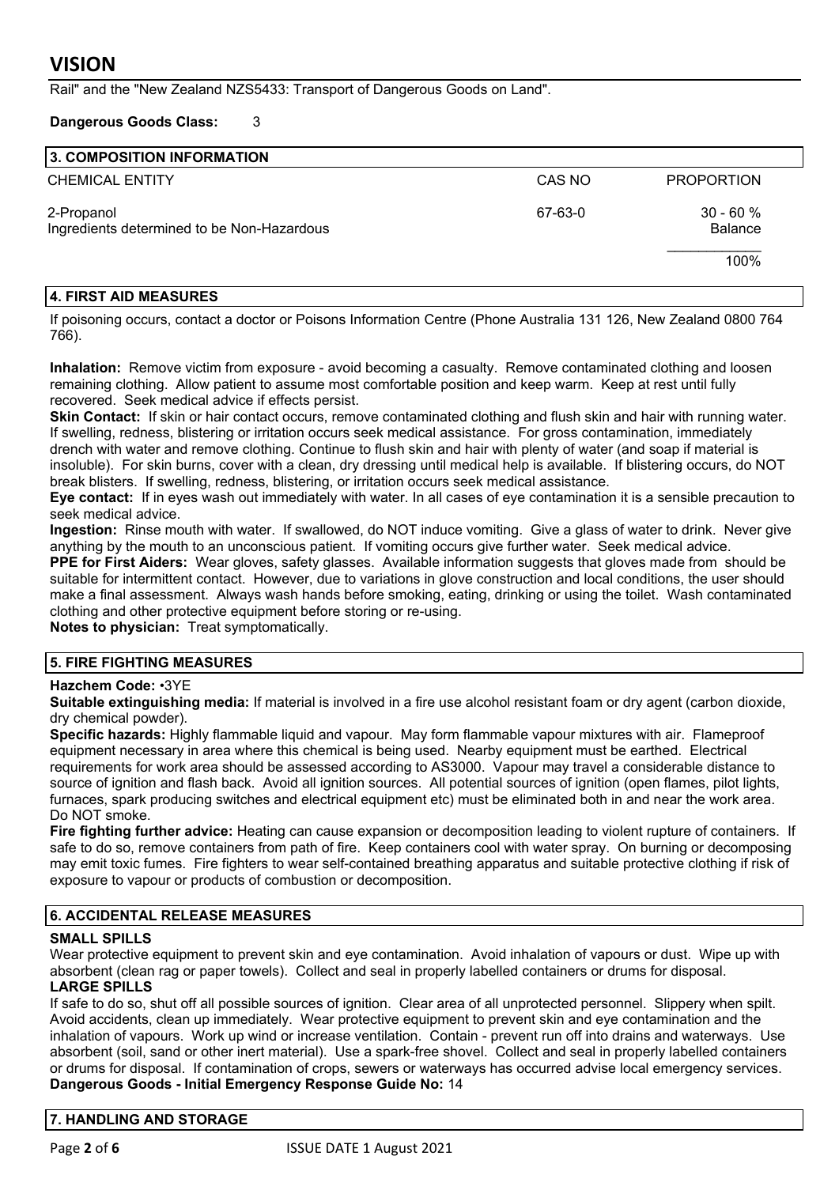Rail" and the "New Zealand NZS5433: Transport of Dangerous Goods on Land".

**Dangerous Goods Class:** 3

## 3. COMPOSITION INFORMATION

| CHEMICAL ENTITY | CAS NO | PROPORTION |
|---|---|---|
| 2-Propanol | 67-63-0 | 30 - 60 % |
| Ingredients determined to be Non-Hazardous | | Balance |
| | | 100% |

## 4. FIRST AID MEASURES

If poisoning occurs, contact a doctor or Poisons Information Centre (Phone Australia 131 126, New Zealand 0800 764 766).

**Inhalation:** Remove victim from exposure - avoid becoming a casualty. Remove contaminated clothing and loosen remaining clothing. Allow patient to assume most comfortable position and keep warm. Keep at rest until fully recovered. Seek medical advice if effects persist.

**Skin Contact:** If skin or hair contact occurs, remove contaminated clothing and flush skin and hair with running water. If swelling, redness, blistering or irritation occurs seek medical assistance. For gross contamination, immediately drench with water and remove clothing. Continue to flush skin and hair with plenty of water (and soap if material is insoluble). For skin burns, cover with a clean, dry dressing until medical help is available. If blistering occurs, do NOT break blisters. If swelling, redness, blistering, or irritation occurs seek medical assistance.

**Eye contact:** If in eyes wash out immediately with water. In all cases of eye contamination it is a sensible precaution to seek medical advice.

**Ingestion:** Rinse mouth with water. If swallowed, do NOT induce vomiting. Give a glass of water to drink. Never give anything by the mouth to an unconscious patient. If vomiting occurs give further water. Seek medical advice.

**PPE for First Aiders:** Wear gloves, safety glasses. Available information suggests that gloves made from should be suitable for intermittent contact. However, due to variations in glove construction and local conditions, the user should make a final assessment. Always wash hands before smoking, eating, drinking or using the toilet. Wash contaminated clothing and other protective equipment before storing or re-using.

**Notes to physician:** Treat symptomatically.

## 5. FIRE FIGHTING MEASURES

**Hazchem Code:** •3YE

**Suitable extinguishing media:** If material is involved in a fire use alcohol resistant foam or dry agent (carbon dioxide, dry chemical powder).

**Specific hazards:** Highly flammable liquid and vapour. May form flammable vapour mixtures with air. Flameproof equipment necessary in area where this chemical is being used. Nearby equipment must be earthed. Electrical requirements for work area should be assessed according to AS3000. Vapour may travel a considerable distance to source of ignition and flash back. Avoid all ignition sources. All potential sources of ignition (open flames, pilot lights, furnaces, spark producing switches and electrical equipment etc) must be eliminated both in and near the work area. Do NOT smoke.

**Fire fighting further advice:** Heating can cause expansion or decomposition leading to violent rupture of containers. If safe to do so, remove containers from path of fire. Keep containers cool with water spray. On burning or decomposing may emit toxic fumes. Fire fighters to wear self-contained breathing apparatus and suitable protective clothing if risk of exposure to vapour or products of combustion or decomposition.

## 6. ACCIDENTAL RELEASE MEASURES

**SMALL SPILLS**

Wear protective equipment to prevent skin and eye contamination. Avoid inhalation of vapours or dust. Wipe up with absorbent (clean rag or paper towels). Collect and seal in properly labelled containers or drums for disposal.

**LARGE SPILLS**

If safe to do so, shut off all possible sources of ignition. Clear area of all unprotected personnel. Slippery when spilt. Avoid accidents, clean up immediately. Wear protective equipment to prevent skin and eye contamination and the inhalation of vapours. Work up wind or increase ventilation. Contain - prevent run off into drains and waterways. Use absorbent (soil, sand or other inert material). Use a spark-free shovel. Collect and seal in properly labelled containers or drums for disposal. If contamination of crops, sewers or waterways has occurred advise local emergency services.

**Dangerous Goods - Initial Emergency Response Guide No:** 14

## 7. HANDLING AND STORAGE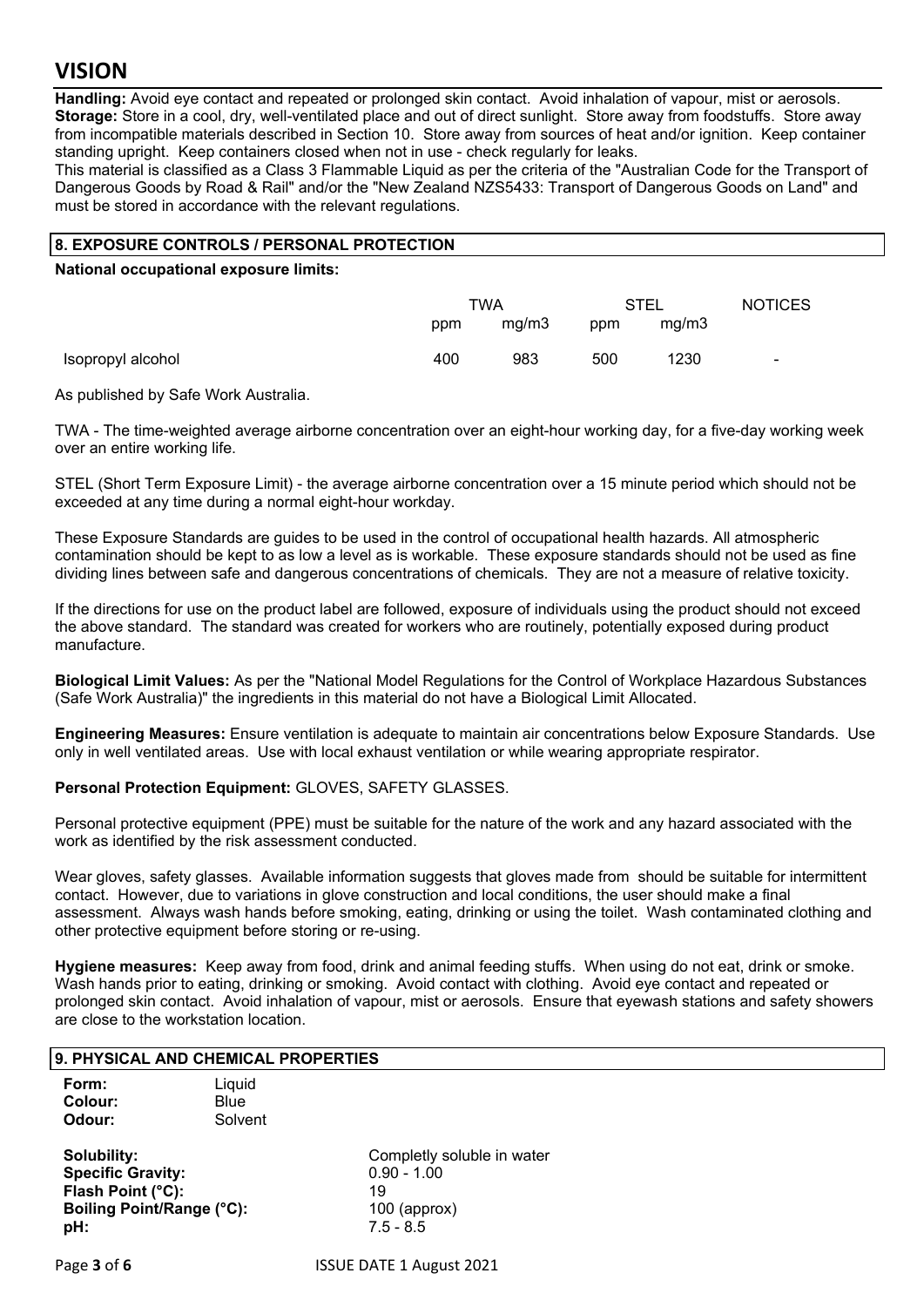**Handling:** Avoid eye contact and repeated or prolonged skin contact. Avoid inhalation of vapour, mist or aerosols.
**Storage:** Store in a cool, dry, well-ventilated place and out of direct sunlight. Store away from foodstuffs. Store away from incompatible materials described in Section 10. Store away from sources of heat and/or ignition. Keep container standing upright. Keep containers closed when not in use - check regularly for leaks.
This material is classified as a Class 3 Flammable Liquid as per the criteria of the "Australian Code for the Transport of Dangerous Goods by Road & Rail" and/or the "New Zealand NZS5433: Transport of Dangerous Goods on Land" and must be stored in accordance with the relevant regulations.

## 8. EXPOSURE CONTROLS / PERSONAL PROTECTION

**National occupational exposure limits:**

| | TWA | | STEL | | NOTICES |
|---|---|---|---|---|---|
| | ppm | mg/m3 | ppm | mg/m3 | |
| Isopropyl alcohol | 400 | 983 | 500 | 1230 | - |

As published by Safe Work Australia.

TWA - The time-weighted average airborne concentration over an eight-hour working day, for a five-day working week over an entire working life.

STEL (Short Term Exposure Limit) - the average airborne concentration over a 15 minute period which should not be exceeded at any time during a normal eight-hour workday.

These Exposure Standards are guides to be used in the control of occupational health hazards. All atmospheric contamination should be kept to as low a level as is workable. These exposure standards should not be used as fine dividing lines between safe and dangerous concentrations of chemicals. They are not a measure of relative toxicity.

If the directions for use on the product label are followed, exposure of individuals using the product should not exceed the above standard. The standard was created for workers who are routinely, potentially exposed during product manufacture.

**Biological Limit Values:** As per the "National Model Regulations for the Control of Workplace Hazardous Substances (Safe Work Australia)" the ingredients in this material do not have a Biological Limit Allocated.

**Engineering Measures:** Ensure ventilation is adequate to maintain air concentrations below Exposure Standards. Use only in well ventilated areas. Use with local exhaust ventilation or while wearing appropriate respirator.

**Personal Protection Equipment:** GLOVES, SAFETY GLASSES.

Personal protective equipment (PPE) must be suitable for the nature of the work and any hazard associated with the work as identified by the risk assessment conducted.

Wear gloves, safety glasses. Available information suggests that gloves made from should be suitable for intermittent contact. However, due to variations in glove construction and local conditions, the user should make a final assessment. Always wash hands before smoking, eating, drinking or using the toilet. Wash contaminated clothing and other protective equipment before storing or re-using.

**Hygiene measures:** Keep away from food, drink and animal feeding stuffs. When using do not eat, drink or smoke. Wash hands prior to eating, drinking or smoking. Avoid contact with clothing. Avoid eye contact and repeated or prolonged skin contact. Avoid inhalation of vapour, mist or aerosols. Ensure that eyewash stations and safety showers are close to the workstation location.

## 9. PHYSICAL AND CHEMICAL PROPERTIES

**Form:** Liquid
**Colour:** Blue
**Odour:** Solvent

**Solubility:** Completly soluble in water
**Specific Gravity:** 0.90 - 1.00
**Flash Point (°C):** 19
**Boiling Point/Range (°C):** 100 (approx)
**pH:** 7.5 - 8.5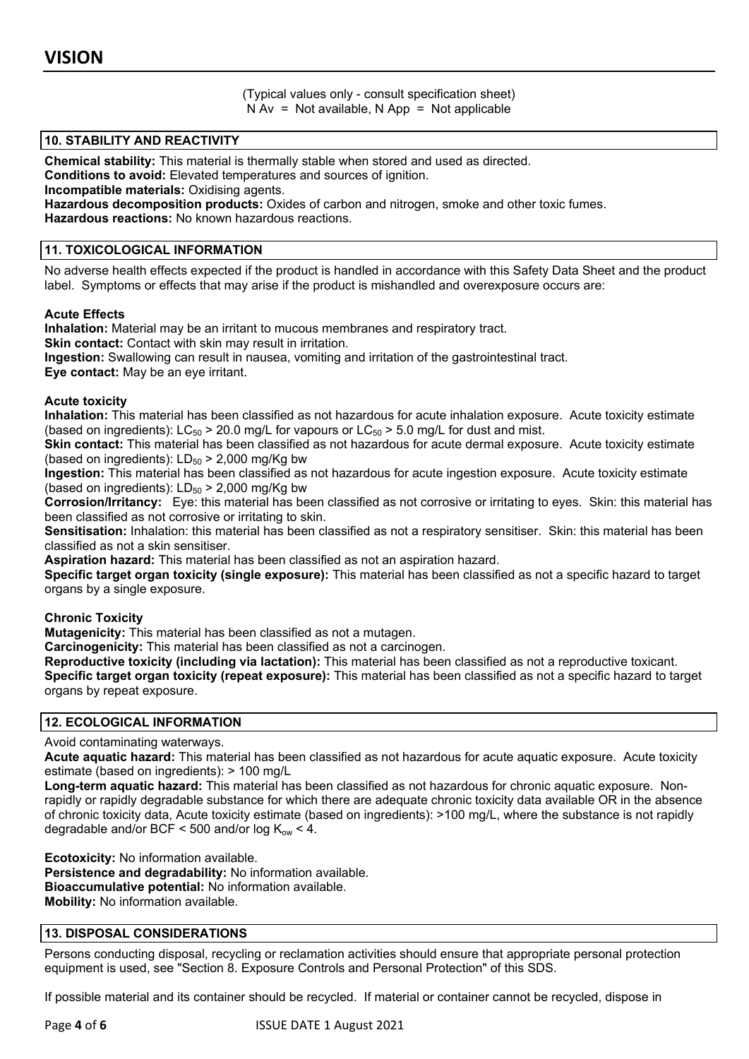(Typical values only - consult specification sheet)
N Av = Not available, N App = Not applicable

## 10. STABILITY AND REACTIVITY

**Chemical stability:** This material is thermally stable when stored and used as directed.
**Conditions to avoid:** Elevated temperatures and sources of ignition.
**Incompatible materials:** Oxidising agents.
**Hazardous decomposition products:** Oxides of carbon and nitrogen, smoke and other toxic fumes.
**Hazardous reactions:** No known hazardous reactions.

## 11. TOXICOLOGICAL INFORMATION

No adverse health effects expected if the product is handled in accordance with this Safety Data Sheet and the product label. Symptoms or effects that may arise if the product is mishandled and overexposure occurs are:

**Acute Effects**
**Inhalation:** Material may be an irritant to mucous membranes and respiratory tract.
**Skin contact:** Contact with skin may result in irritation.
**Ingestion:** Swallowing can result in nausea, vomiting and irritation of the gastrointestinal tract.
**Eye contact:** May be an eye irritant.

**Acute toxicity**
**Inhalation:** This material has been classified as not hazardous for acute inhalation exposure. Acute toxicity estimate (based on ingredients): $LC_{50}$ > 20.0 mg/L for vapours or $LC_{50}$ > 5.0 mg/L for dust and mist.
**Skin contact:** This material has been classified as not hazardous for acute dermal exposure. Acute toxicity estimate (based on ingredients): $LD_{50}$ > 2,000 mg/Kg bw
**Ingestion:** This material has been classified as not hazardous for acute ingestion exposure. Acute toxicity estimate (based on ingredients): $LD_{50}$ > 2,000 mg/Kg bw
**Corrosion/Irritancy:** Eye: this material has been classified as not corrosive or irritating to eyes. Skin: this material has been classified as not corrosive or irritating to skin.
**Sensitisation:** Inhalation: this material has been classified as not a respiratory sensitiser. Skin: this material has been classified as not a skin sensitiser.
**Aspiration hazard:** This material has been classified as not an aspiration hazard.
**Specific target organ toxicity (single exposure):** This material has been classified as not a specific hazard to target organs by a single exposure.

**Chronic Toxicity**
**Mutagenicity:** This material has been classified as not a mutagen.
**Carcinogenicity:** This material has been classified as not a carcinogen.
**Reproductive toxicity (including via lactation):** This material has been classified as not a reproductive toxicant.
**Specific target organ toxicity (repeat exposure):** This material has been classified as not a specific hazard to target organs by repeat exposure.

## 12. ECOLOGICAL INFORMATION

Avoid contaminating waterways.
**Acute aquatic hazard:** This material has been classified as not hazardous for acute aquatic exposure. Acute toxicity estimate (based on ingredients): > 100 mg/L
**Long-term aquatic hazard:** This material has been classified as not hazardous for chronic aquatic exposure. Non-rapidly or rapidly degradable substance for which there are adequate chronic toxicity data available OR in the absence of chronic toxicity data, Acute toxicity estimate (based on ingredients): >100 mg/L, where the substance is not rapidly degradable and/or BCF < 500 and/or log $K_{ow}$ < 4.

**Ecotoxicity:** No information available.
**Persistence and degradability:** No information available.
**Bioaccumulative potential:** No information available.
**Mobility:** No information available.

## 13. DISPOSAL CONSIDERATIONS

Persons conducting disposal, recycling or reclamation activities should ensure that appropriate personal protection equipment is used, see "Section 8. Exposure Controls and Personal Protection" of this SDS.

If possible material and its container should be recycled. If material or container cannot be recycled, dispose in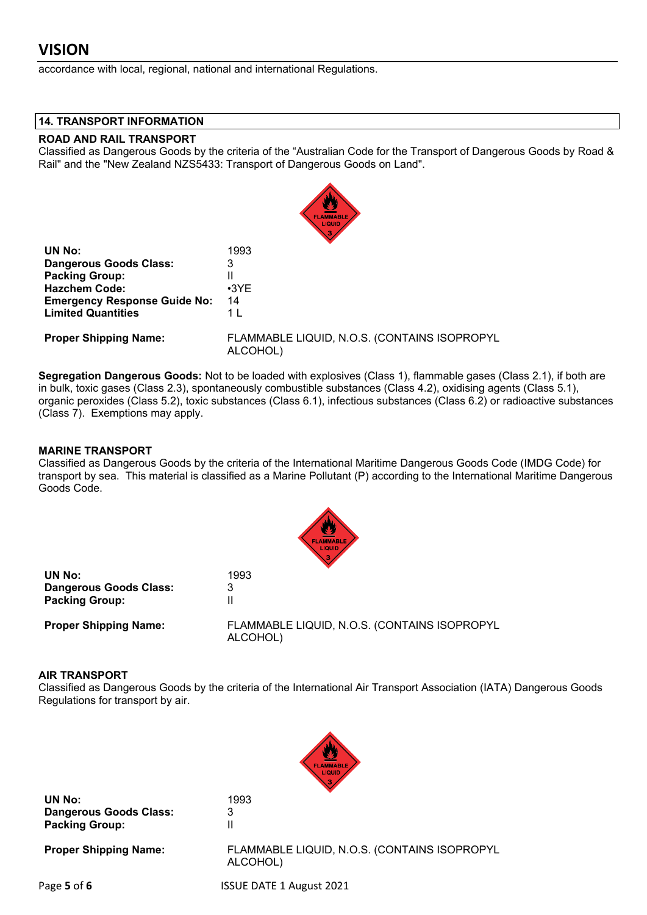accordance with local, regional, national and international Regulations.

## 14. TRANSPORT INFORMATION

### ROAD AND RAIL TRANSPORT

Classified as Dangerous Goods by the criteria of the "Australian Code for the Transport of Dangerous Goods by Road & Rail" and the "New Zealand NZS5433: Transport of Dangerous Goods on Land".

| | |
|---|---|
| **UN No:** | 1993 |
| **Dangerous Goods Class:** | 3 |
| **Packing Group:** | II |
| **Hazchem Code:** | •3YE |
| **Emergency Response Guide No:** | 14 |
| **Limited Quantities** | 1 L |
| **Proper Shipping Name:** | FLAMMABLE LIQUID, N.O.S. (CONTAINS ISOPROPYL ALCOHOL) |

**Segregation Dangerous Goods:** Not to be loaded with explosives (Class 1), flammable gases (Class 2.1), if both are in bulk, toxic gases (Class 2.3), spontaneously combustible substances (Class 4.2), oxidising agents (Class 5.1), organic peroxides (Class 5.2), toxic substances (Class 6.1), infectious substances (Class 6.2) or radioactive substances (Class 7). Exemptions may apply.

### MARINE TRANSPORT

Classified as Dangerous Goods by the criteria of the International Maritime Dangerous Goods Code (IMDG Code) for transport by sea. This material is classified as a Marine Pollutant (P) according to the International Maritime Dangerous Goods Code.

| | |
|---|---|
| **UN No:** | 1993 |
| **Dangerous Goods Class:** | 3 |
| **Packing Group:** | II |
| **Proper Shipping Name:** | FLAMMABLE LIQUID, N.O.S. (CONTAINS ISOPROPYL ALCOHOL) |

### AIR TRANSPORT

Classified as Dangerous Goods by the criteria of the International Air Transport Association (IATA) Dangerous Goods Regulations for transport by air.

| | |
|---|---|
| **UN No:** | 1993 |
| **Dangerous Goods Class:** | 3 |
| **Packing Group:** | II |
| **Proper Shipping Name:** | FLAMMABLE LIQUID, N.O.S. (CONTAINS ISOPROPYL ALCOHOL) |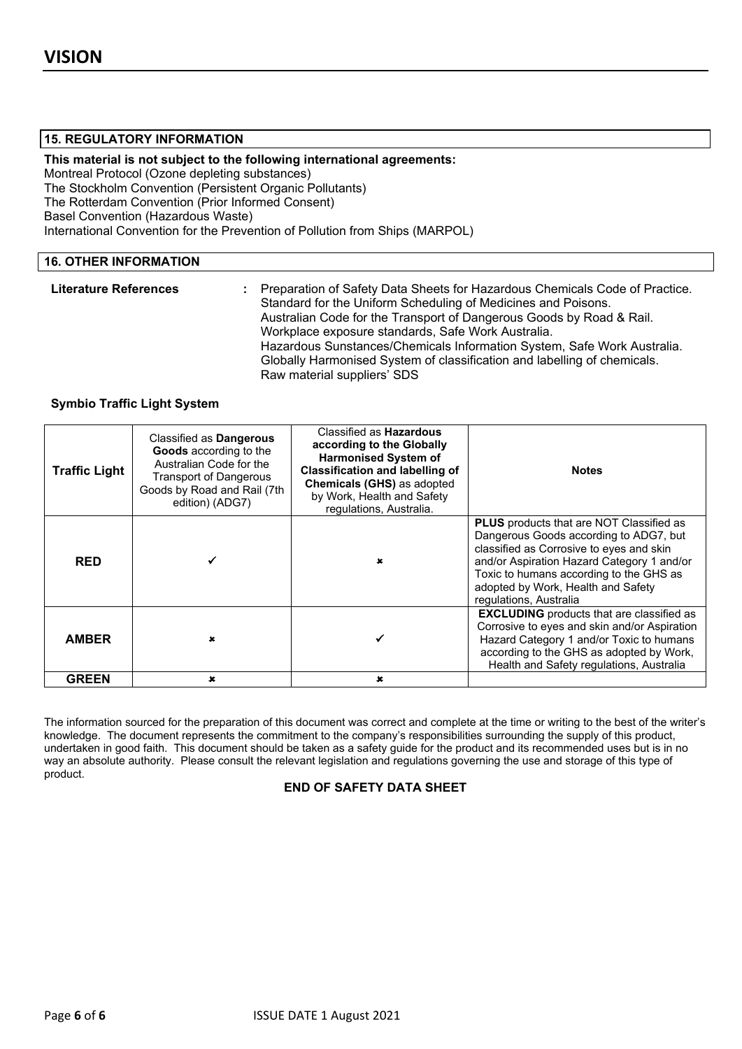## 15. REGULATORY INFORMATION

**This material is not subject to the following international agreements:**
Montreal Protocol (Ozone depleting substances)
The Stockholm Convention (Persistent Organic Pollutants)
The Rotterdam Convention (Prior Informed Consent)
Basel Convention (Hazardous Waste)
International Convention for the Prevention of Pollution from Ships (MARPOL)

## 16. OTHER INFORMATION

**Literature References** : Preparation of Safety Data Sheets for Hazardous Chemicals Code of Practice.
Standard for the Uniform Scheduling of Medicines and Poisons.
Australian Code for the Transport of Dangerous Goods by Road & Rail.
Workplace exposure standards, Safe Work Australia.
Hazardous Sunstances/Chemicals Information System, Safe Work Australia.
Globally Harmonised System of classification and labelling of chemicals.
Raw material suppliers' SDS

**Symbio Traffic Light System**

| Traffic Light | Classified as **Dangerous Goods** according to the Australian Code for the Transport of Dangerous Goods by Road and Rail (7th edition) (ADG7) | Classified as **Hazardous according to the Globally Harmonised System of Classification and labelling of Chemicals (GHS)** as adopted by Work, Health and Safety regulations, Australia. | Notes |
|---|---|---|---|
| **RED** | ✓ | ✗ | **PLUS** products that are NOT Classified as Dangerous Goods according to ADG7, but classified as Corrosive to eyes and skin and/or Aspiration Hazard Category 1 and/or Toxic to humans according to the GHS as adopted by Work, Health and Safety regulations, Australia |
| **AMBER** | ✗ | ✓ | **EXCLUDING** products that are classified as Corrosive to eyes and skin and/or Aspiration Hazard Category 1 and/or Toxic to humans according to the GHS as adopted by Work, Health and Safety regulations, Australia |
| **GREEN** | ✗ | ✗ | |

The information sourced for the preparation of this document was correct and complete at the time or writing to the best of the writer's knowledge. The document represents the commitment to the company's responsibilities surrounding the supply of this product, undertaken in good faith. This document should be taken as a safety guide for the product and its recommended uses but is in no way an absolute authority. Please consult the relevant legislation and regulations governing the use and storage of this type of product.

**END OF SAFETY DATA SHEET**